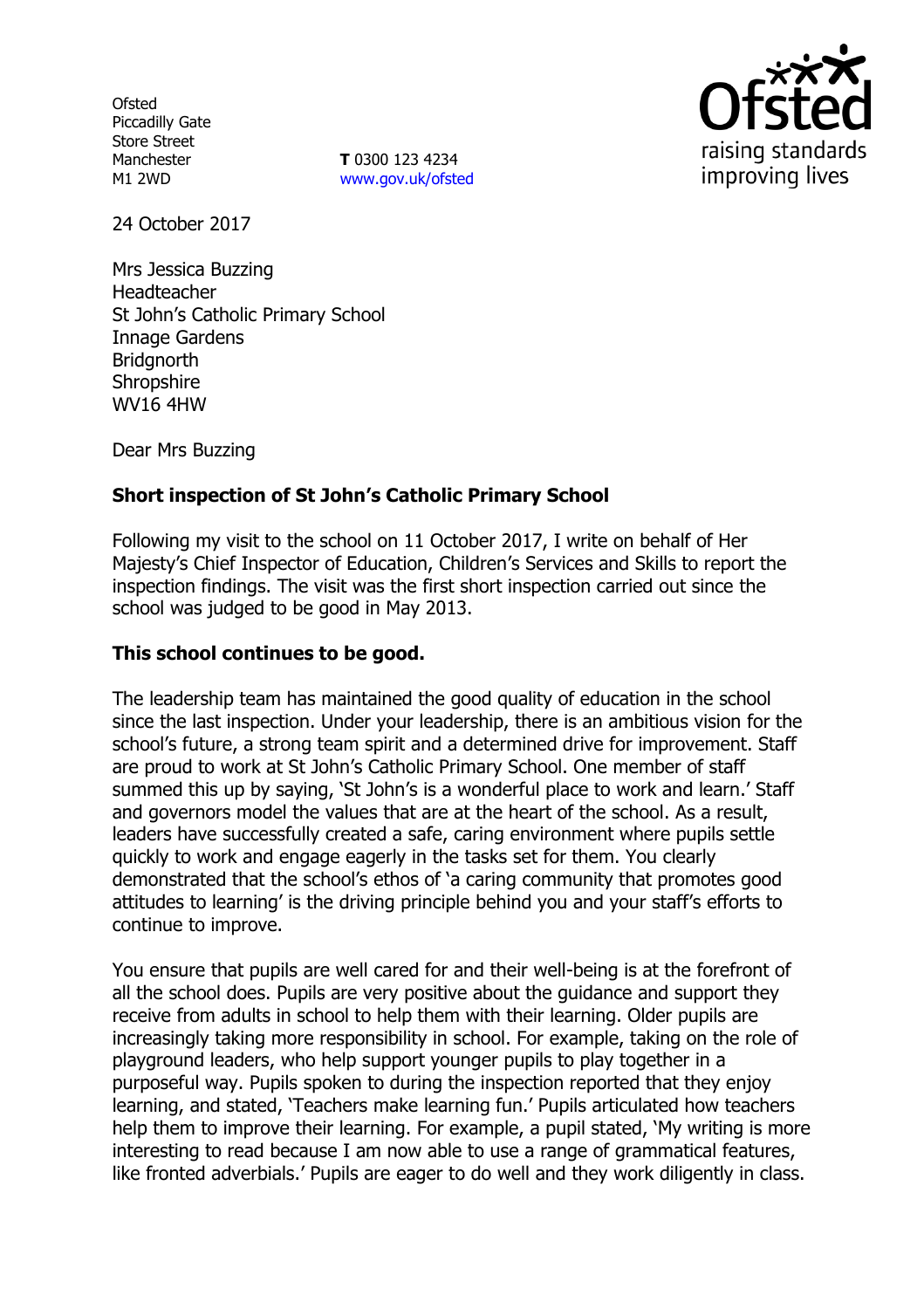Ofsted
Piccadilly Gate
Store Street
Manchester
M1 2WD

**T** 0300 123 4234
www.gov.uk/ofsted

24 October 2017

Mrs Jessica Buzzing
Headteacher
St John's Catholic Primary School
Innage Gardens
Bridgnorth
Shropshire
WV16 4HW

Dear Mrs Buzzing

**Short inspection of St John's Catholic Primary School**

Following my visit to the school on 11 October 2017, I write on behalf of Her Majesty's Chief Inspector of Education, Children's Services and Skills to report the inspection findings. The visit was the first short inspection carried out since the school was judged to be good in May 2013.

**This school continues to be good.**

The leadership team has maintained the good quality of education in the school since the last inspection. Under your leadership, there is an ambitious vision for the school's future, a strong team spirit and a determined drive for improvement. Staff are proud to work at St John's Catholic Primary School. One member of staff summed this up by saying, 'St John's is a wonderful place to work and learn.' Staff and governors model the values that are at the heart of the school. As a result, leaders have successfully created a safe, caring environment where pupils settle quickly to work and engage eagerly in the tasks set for them. You clearly demonstrated that the school's ethos of 'a caring community that promotes good attitudes to learning' is the driving principle behind you and your staff's efforts to continue to improve.

You ensure that pupils are well cared for and their well-being is at the forefront of all the school does. Pupils are very positive about the guidance and support they receive from adults in school to help them with their learning. Older pupils are increasingly taking more responsibility in school. For example, taking on the role of playground leaders, who help support younger pupils to play together in a purposeful way. Pupils spoken to during the inspection reported that they enjoy learning, and stated, 'Teachers make learning fun.' Pupils articulated how teachers help them to improve their learning. For example, a pupil stated, 'My writing is more interesting to read because I am now able to use a range of grammatical features, like fronted adverbials.' Pupils are eager to do well and they work diligently in class.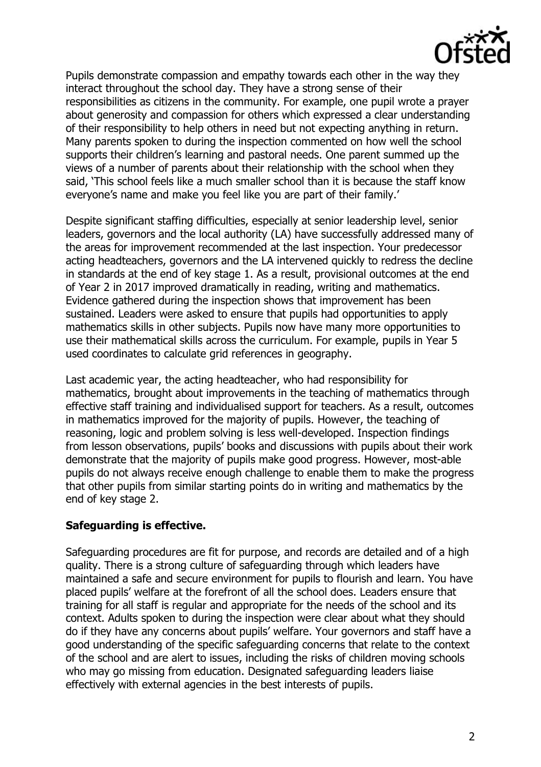Pupils demonstrate compassion and empathy towards each other in the way they interact throughout the school day. They have a strong sense of their responsibilities as citizens in the community. For example, one pupil wrote a prayer about generosity and compassion for others which expressed a clear understanding of their responsibility to help others in need but not expecting anything in return. Many parents spoken to during the inspection commented on how well the school supports their children's learning and pastoral needs. One parent summed up the views of a number of parents about their relationship with the school when they said, 'This school feels like a much smaller school than it is because the staff know everyone's name and make you feel like you are part of their family.'

Despite significant staffing difficulties, especially at senior leadership level, senior leaders, governors and the local authority (LA) have successfully addressed many of the areas for improvement recommended at the last inspection. Your predecessor acting headteachers, governors and the LA intervened quickly to redress the decline in standards at the end of key stage 1. As a result, provisional outcomes at the end of Year 2 in 2017 improved dramatically in reading, writing and mathematics. Evidence gathered during the inspection shows that improvement has been sustained. Leaders were asked to ensure that pupils had opportunities to apply mathematics skills in other subjects. Pupils now have many more opportunities to use their mathematical skills across the curriculum. For example, pupils in Year 5 used coordinates to calculate grid references in geography.

Last academic year, the acting headteacher, who had responsibility for mathematics, brought about improvements in the teaching of mathematics through effective staff training and individualised support for teachers. As a result, outcomes in mathematics improved for the majority of pupils. However, the teaching of reasoning, logic and problem solving is less well-developed. Inspection findings from lesson observations, pupils' books and discussions with pupils about their work demonstrate that the majority of pupils make good progress. However, most-able pupils do not always receive enough challenge to enable them to make the progress that other pupils from similar starting points do in writing and mathematics by the end of key stage 2.

**Safeguarding is effective.**

Safeguarding procedures are fit for purpose, and records are detailed and of a high quality. There is a strong culture of safeguarding through which leaders have maintained a safe and secure environment for pupils to flourish and learn. You have placed pupils' welfare at the forefront of all the school does. Leaders ensure that training for all staff is regular and appropriate for the needs of the school and its context. Adults spoken to during the inspection were clear about what they should do if they have any concerns about pupils' welfare. Your governors and staff have a good understanding of the specific safeguarding concerns that relate to the context of the school and are alert to issues, including the risks of children moving schools who may go missing from education. Designated safeguarding leaders liaise effectively with external agencies in the best interests of pupils.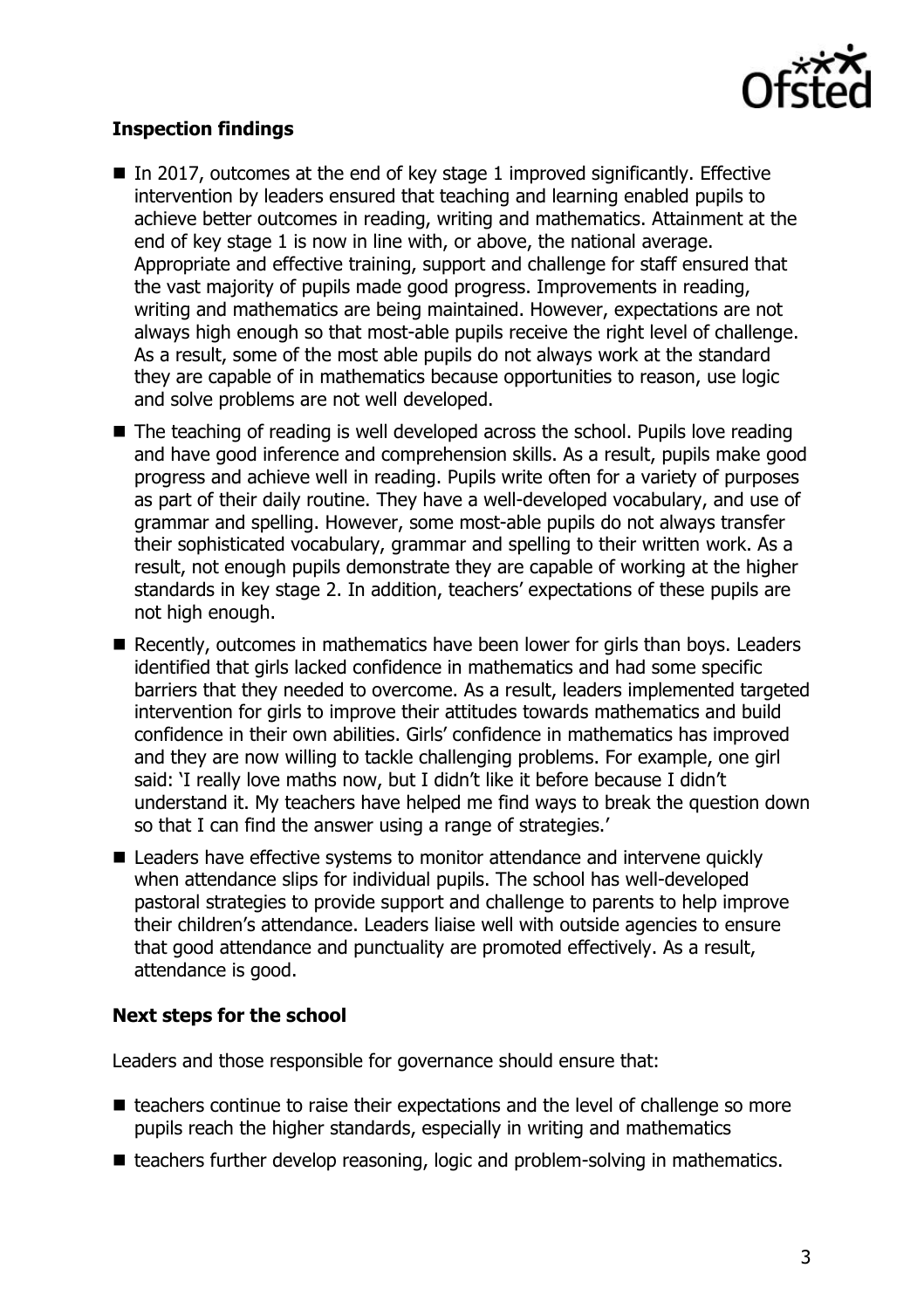## Inspection findings

- In 2017, outcomes at the end of key stage 1 improved significantly. Effective intervention by leaders ensured that teaching and learning enabled pupils to achieve better outcomes in reading, writing and mathematics. Attainment at the end of key stage 1 is now in line with, or above, the national average. Appropriate and effective training, support and challenge for staff ensured that the vast majority of pupils made good progress. Improvements in reading, writing and mathematics are being maintained. However, expectations are not always high enough so that most-able pupils receive the right level of challenge. As a result, some of the most able pupils do not always work at the standard they are capable of in mathematics because opportunities to reason, use logic and solve problems are not well developed.
- The teaching of reading is well developed across the school. Pupils love reading and have good inference and comprehension skills. As a result, pupils make good progress and achieve well in reading. Pupils write often for a variety of purposes as part of their daily routine. They have a well-developed vocabulary, and use of grammar and spelling. However, some most-able pupils do not always transfer their sophisticated vocabulary, grammar and spelling to their written work. As a result, not enough pupils demonstrate they are capable of working at the higher standards in key stage 2. In addition, teachers' expectations of these pupils are not high enough.
- Recently, outcomes in mathematics have been lower for girls than boys. Leaders identified that girls lacked confidence in mathematics and had some specific barriers that they needed to overcome. As a result, leaders implemented targeted intervention for girls to improve their attitudes towards mathematics and build confidence in their own abilities. Girls' confidence in mathematics has improved and they are now willing to tackle challenging problems. For example, one girl said: 'I really love maths now, but I didn't like it before because I didn't understand it. My teachers have helped me find ways to break the question down so that I can find the answer using a range of strategies.'
- Leaders have effective systems to monitor attendance and intervene quickly when attendance slips for individual pupils. The school has well-developed pastoral strategies to provide support and challenge to parents to help improve their children's attendance. Leaders liaise well with outside agencies to ensure that good attendance and punctuality are promoted effectively. As a result, attendance is good.

## Next steps for the school

Leaders and those responsible for governance should ensure that:

- teachers continue to raise their expectations and the level of challenge so more pupils reach the higher standards, especially in writing and mathematics
- teachers further develop reasoning, logic and problem-solving in mathematics.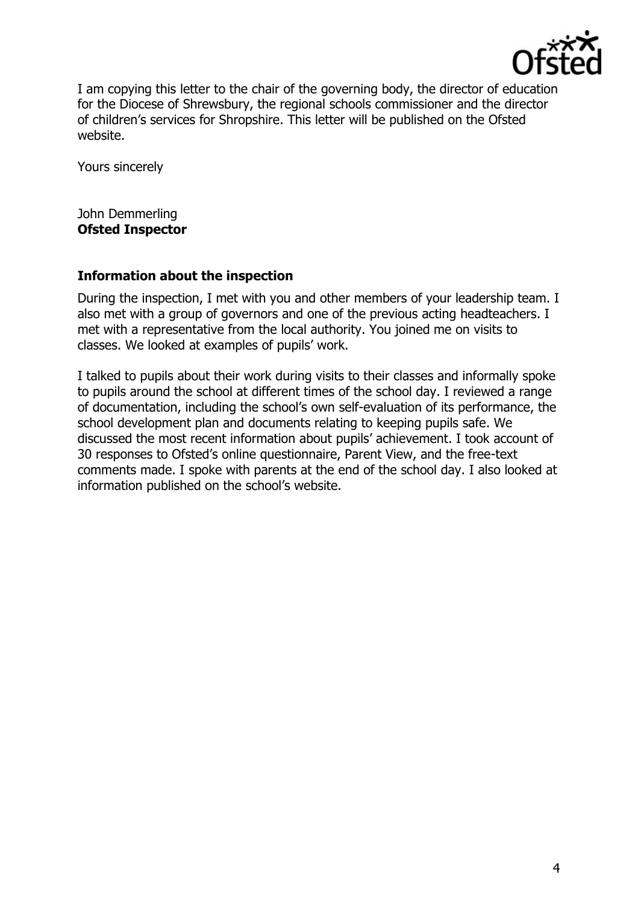I am copying this letter to the chair of the governing body, the director of education for the Diocese of Shrewsbury, the regional schools commissioner and the director of children's services for Shropshire. This letter will be published on the Ofsted website.

Yours sincerely

John Demmerling
**Ofsted Inspector**

## Information about the inspection

During the inspection, I met with you and other members of your leadership team. I also met with a group of governors and one of the previous acting headteachers. I met with a representative from the local authority. You joined me on visits to classes. We looked at examples of pupils' work.

I talked to pupils about their work during visits to their classes and informally spoke to pupils around the school at different times of the school day. I reviewed a range of documentation, including the school's own self-evaluation of its performance, the school development plan and documents relating to keeping pupils safe. We discussed the most recent information about pupils' achievement. I took account of 30 responses to Ofsted's online questionnaire, Parent View, and the free-text comments made. I spoke with parents at the end of the school day. I also looked at information published on the school's website.